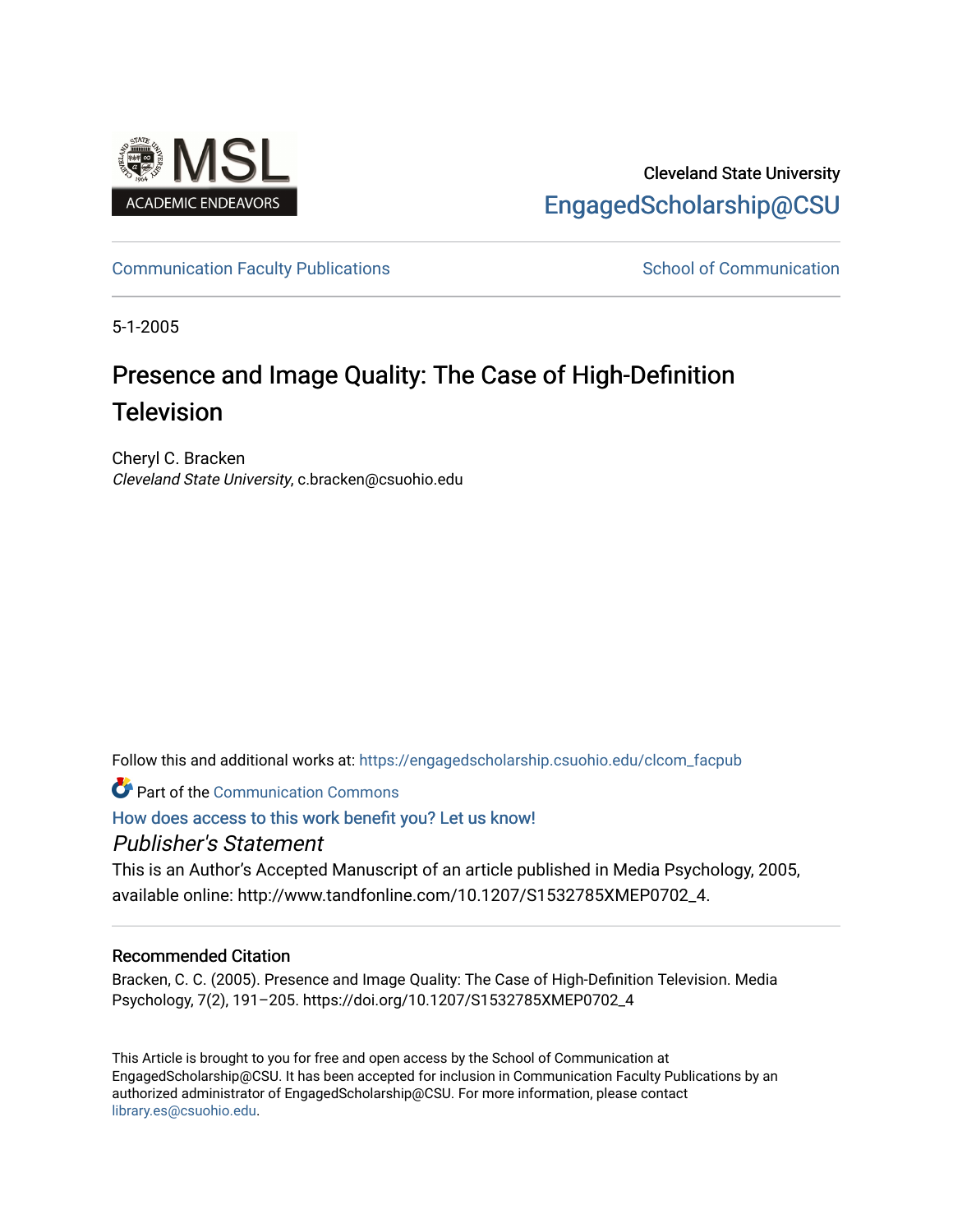Cleveland State University

EngagedScholarship@CSU

Communication Faculty Publications | School of Communication

5-1-2005

# Presence and Image Quality: The Case of High-Definition Television

Cheryl C. Bracken
*Cleveland State University*, c.bracken@csuohio.edu

Follow this and additional works at: https://engagedscholarship.csuohio.edu/clcom_facpub

Part of the Communication Commons

How does access to this work benefit you? Let us know!

*Publisher's Statement*

This is an Author's Accepted Manuscript of an article published in Media Psychology, 2005, available online: http://www.tandfonline.com/10.1207/S1532785XMEP0702_4.

### Recommended Citation

Bracken, C. C. (2005). Presence and Image Quality: The Case of High-Definition Television. Media Psychology, 7(2), 191–205. https://doi.org/10.1207/S1532785XMEP0702_4

This Article is brought to you for free and open access by the School of Communication at EngagedScholarship@CSU. It has been accepted for inclusion in Communication Faculty Publications by an authorized administrator of EngagedScholarship@CSU. For more information, please contact library.es@csuohio.edu.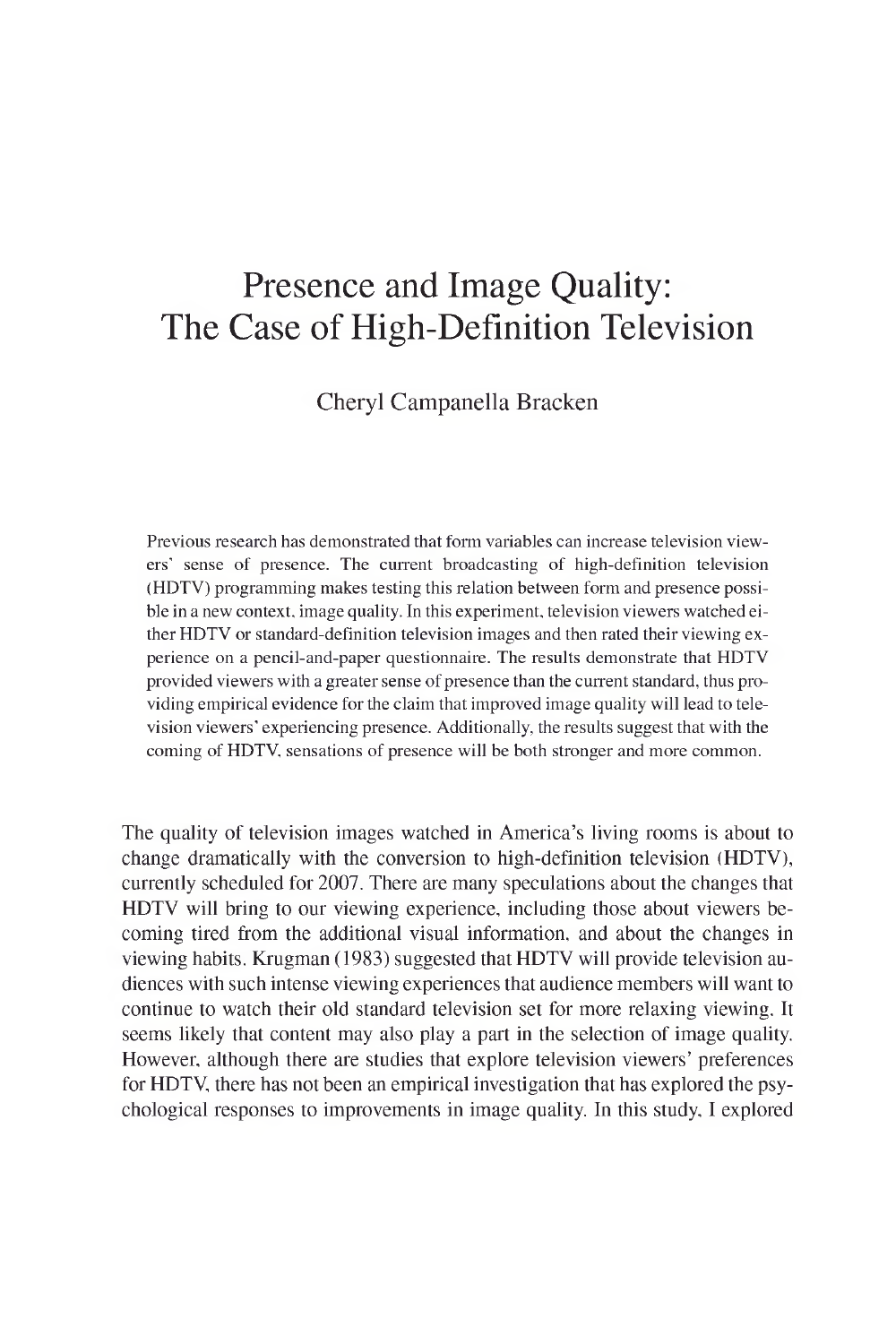# Presence and Image Quality: The Case of High-Definition Television

Cheryl Campanella Bracken

> Previous research has demonstrated that form variables can increase television viewers' sense of presence. The current broadcasting of high-definition television (HDTV) programming makes testing this relation between form and presence possible in a new context, image quality. In this experiment, television viewers watched either HDTV or standard-definition television images and then rated their viewing experience on a pencil-and-paper questionnaire. The results demonstrate that HDTV provided viewers with a greater sense of presence than the current standard, thus providing empirical evidence for the claim that improved image quality will lead to television viewers' experiencing presence. Additionally, the results suggest that with the coming of HDTV, sensations of presence will be both stronger and more common.

The quality of television images watched in America's living rooms is about to change dramatically with the conversion to high-definition television (HDTV), currently scheduled for 2007. There are many speculations about the changes that HDTV will bring to our viewing experience, including those about viewers becoming tired from the additional visual information, and about the changes in viewing habits. Krugman (1983) suggested that HDTV will provide television audiences with such intense viewing experiences that audience members will want to continue to watch their old standard television set for more relaxing viewing. It seems likely that content may also play a part in the selection of image quality. However, although there are studies that explore television viewers' preferences for HDTV, there has not been an empirical investigation that has explored the psychological responses to improvements in image quality. In this study, I explored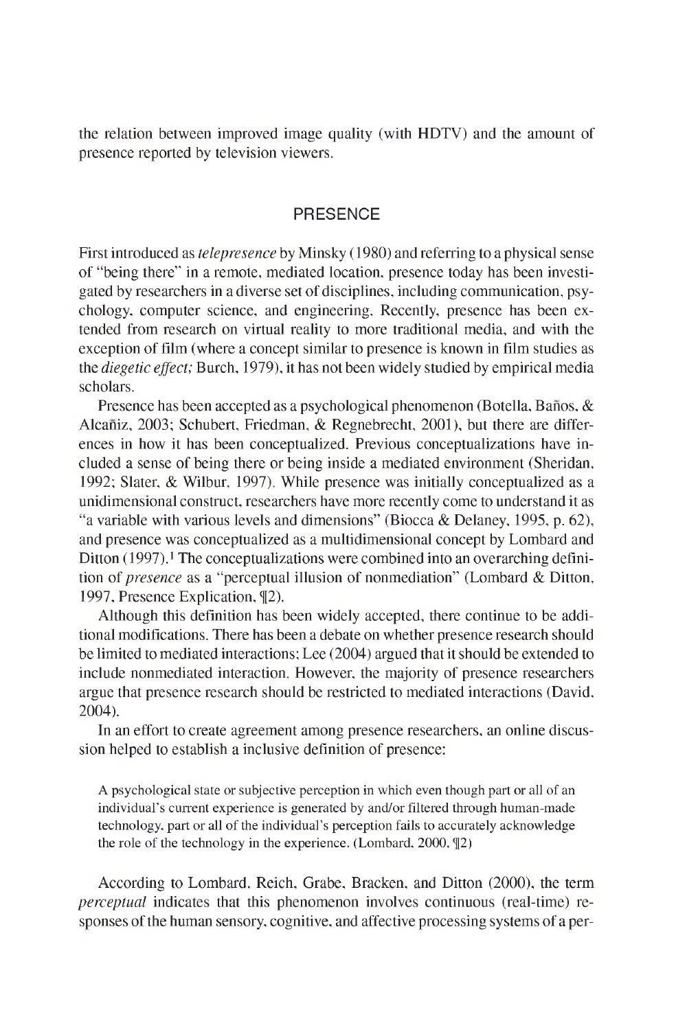the relation between improved image quality (with HDTV) and the amount of presence reported by television viewers.

## PRESENCE

First introduced as *telepresence* by Minsky (1980) and referring to a physical sense of "being there" in a remote, mediated location, presence today has been investigated by researchers in a diverse set of disciplines, including communication, psychology, computer science, and engineering. Recently, presence has been extended from research on virtual reality to more traditional media, and with the exception of film (where a concept similar to presence is known in film studies as the *diegetic effect;* Burch, 1979), it has not been widely studied by empirical media scholars.

Presence has been accepted as a psychological phenomenon (Botella, Baños, & Alcañiz, 2003; Schubert, Friedman, & Regnebrecht, 2001), but there are differences in how it has been conceptualized. Previous conceptualizations have included a sense of being there or being inside a mediated environment (Sheridan, 1992; Slater, & Wilbur, 1997). While presence was initially conceptualized as a unidimensional construct, researchers have more recently come to understand it as "a variable with various levels and dimensions" (Biocca & Delaney, 1995, p. 62), and presence was conceptualized as a multidimensional concept by Lombard and Ditton (1997).[1] The conceptualizations were combined into an overarching definition of *presence* as a "perceptual illusion of nonmediation" (Lombard & Ditton, 1997, Presence Explication, ¶2).

Although this definition has been widely accepted, there continue to be additional modifications. There has been a debate on whether presence research should be limited to mediated interactions; Lee (2004) argued that it should be extended to include nonmediated interaction. However, the majority of presence researchers argue that presence research should be restricted to mediated interactions (David, 2004).

In an effort to create agreement among presence researchers, an online discussion helped to establish a inclusive definition of presence:

> A psychological state or subjective perception in which even though part or all of an individual's current experience is generated by and/or filtered through human-made technology, part or all of the individual's perception fails to accurately acknowledge the role of the technology in the experience. (Lombard, 2000, ¶2)

According to Lombard, Reich, Grabe, Bracken, and Ditton (2000), the term *perceptual* indicates that this phenomenon involves continuous (real-time) responses of the human sensory, cognitive, and affective processing systems of a per-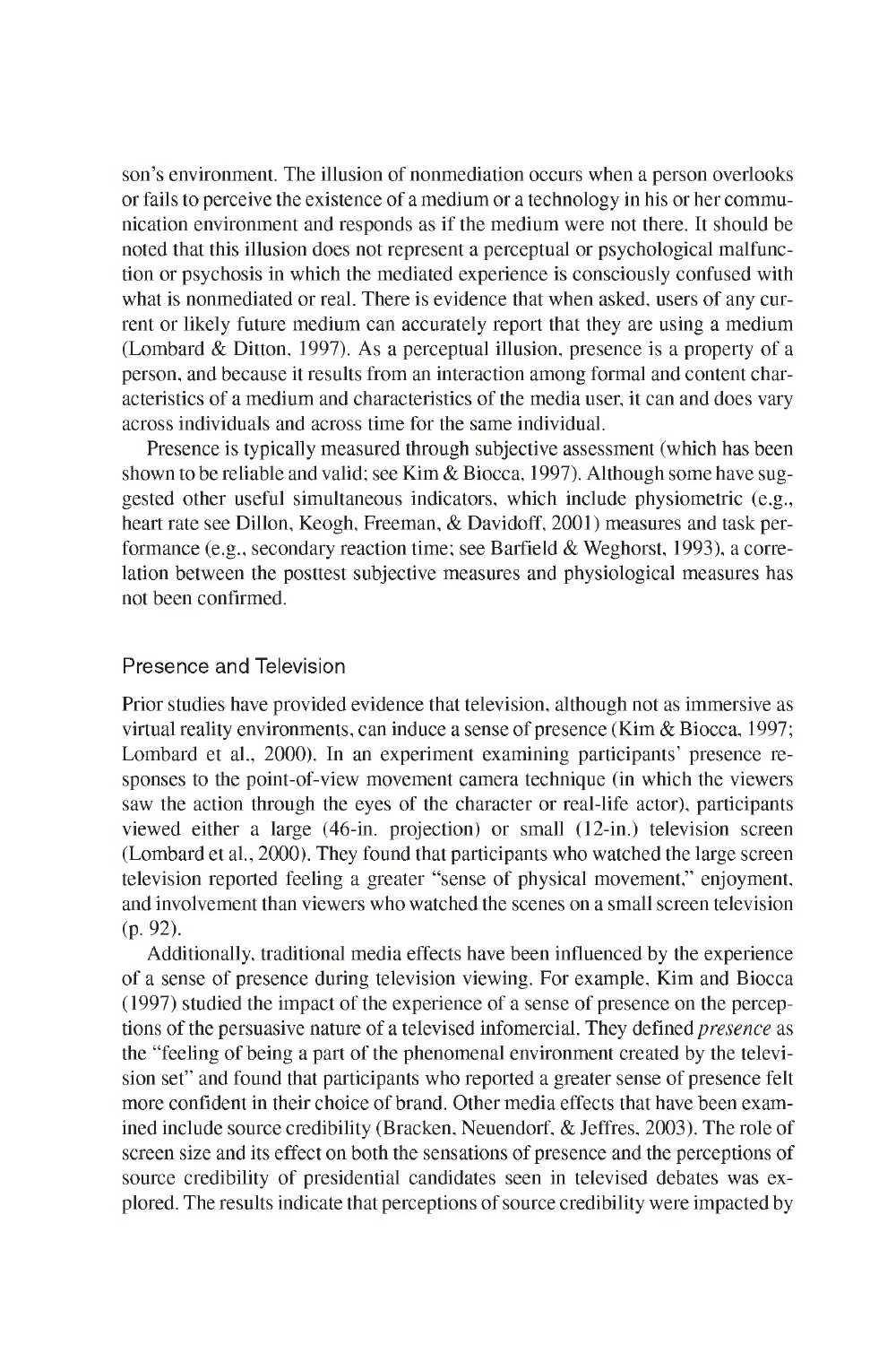son's environment. The illusion of nonmediation occurs when a person overlooks or fails to perceive the existence of a medium or a technology in his or her communication environment and responds as if the medium were not there. It should be noted that this illusion does not represent a perceptual or psychological malfunction or psychosis in which the mediated experience is consciously confused with what is nonmediated or real. There is evidence that when asked, users of any current or likely future medium can accurately report that they are using a medium (Lombard & Ditton, 1997). As a perceptual illusion, presence is a property of a person, and because it results from an interaction among formal and content characteristics of a medium and characteristics of the media user, it can and does vary across individuals and across time for the same individual.

Presence is typically measured through subjective assessment (which has been shown to be reliable and valid; see Kim & Biocca, 1997). Although some have suggested other useful simultaneous indicators, which include physiometric (e.g., heart rate see Dillon, Keogh, Freeman, & Davidoff, 2001) measures and task performance (e.g., secondary reaction time; see Barfield & Weghorst, 1993), a correlation between the posttest subjective measures and physiological measures has not been confirmed.

## Presence and Television

Prior studies have provided evidence that television, although not as immersive as virtual reality environments, can induce a sense of presence (Kim & Biocca, 1997; Lombard et al., 2000). In an experiment examining participants' presence responses to the point-of-view movement camera technique (in which the viewers saw the action through the eyes of the character or real-life actor), participants viewed either a large (46-in. projection) or small (12-in.) television screen (Lombard et al., 2000). They found that participants who watched the large screen television reported feeling a greater "sense of physical movement," enjoyment, and involvement than viewers who watched the scenes on a small screen television (p. 92).

Additionally, traditional media effects have been influenced by the experience of a sense of presence during television viewing. For example, Kim and Biocca (1997) studied the impact of the experience of a sense of presence on the perceptions of the persuasive nature of a televised infomercial. They defined *presence* as the "feeling of being a part of the phenomenal environment created by the television set" and found that participants who reported a greater sense of presence felt more confident in their choice of brand. Other media effects that have been examined include source credibility (Bracken, Neuendorf, & Jeffres, 2003). The role of screen size and its effect on both the sensations of presence and the perceptions of source credibility of presidential candidates seen in televised debates was explored. The results indicate that perceptions of source credibility were impacted by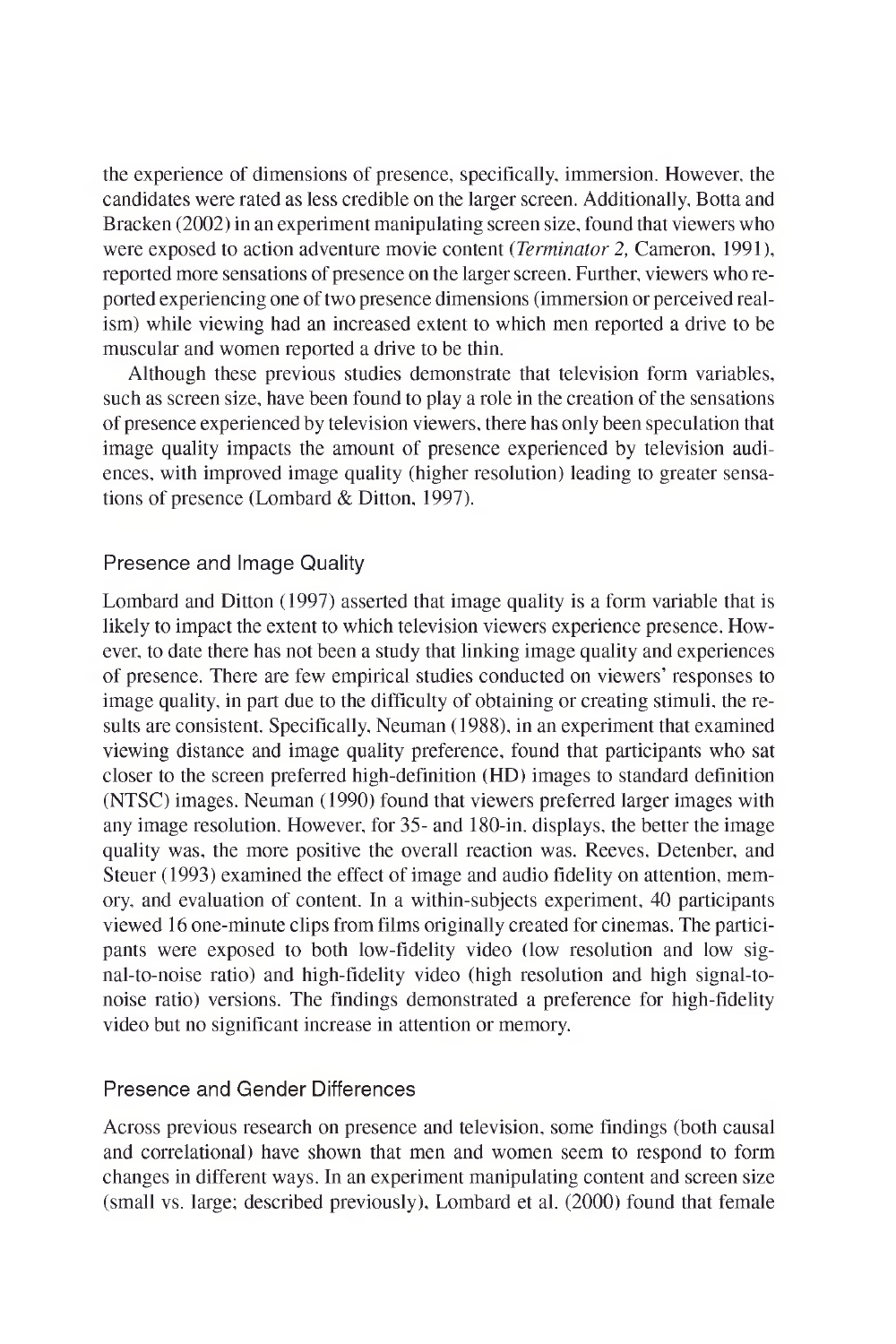the experience of dimensions of presence, specifically, immersion. However, the candidates were rated as less credible on the larger screen. Additionally, Botta and Bracken (2002) in an experiment manipulating screen size, found that viewers who were exposed to action adventure movie content (*Terminator 2,* Cameron, 1991), reported more sensations of presence on the larger screen. Further, viewers who reported experiencing one of two presence dimensions (immersion or perceived realism) while viewing had an increased extent to which men reported a drive to be muscular and women reported a drive to be thin.

Although these previous studies demonstrate that television form variables, such as screen size, have been found to play a role in the creation of the sensations of presence experienced by television viewers, there has only been speculation that image quality impacts the amount of presence experienced by television audiences, with improved image quality (higher resolution) leading to greater sensations of presence (Lombard & Ditton, 1997).

## Presence and Image Quality

Lombard and Ditton (1997) asserted that image quality is a form variable that is likely to impact the extent to which television viewers experience presence. However, to date there has not been a study that linking image quality and experiences of presence. There are few empirical studies conducted on viewers' responses to image quality, in part due to the difficulty of obtaining or creating stimuli, the results are consistent. Specifically, Neuman (1988), in an experiment that examined viewing distance and image quality preference, found that participants who sat closer to the screen preferred high-definition (HD) images to standard definition (NTSC) images. Neuman (1990) found that viewers preferred larger images with any image resolution. However, for 35- and 180-in. displays, the better the image quality was, the more positive the overall reaction was. Reeves, Detenber, and Steuer (1993) examined the effect of image and audio fidelity on attention, memory, and evaluation of content. In a within-subjects experiment, 40 participants viewed 16 one-minute clips from films originally created for cinemas. The participants were exposed to both low-fidelity video (low resolution and low signal-to-noise ratio) and high-fidelity video (high resolution and high signal-to-noise ratio) versions. The findings demonstrated a preference for high-fidelity video but no significant increase in attention or memory.

## Presence and Gender Differences

Across previous research on presence and television, some findings (both causal and correlational) have shown that men and women seem to respond to form changes in different ways. In an experiment manipulating content and screen size (small vs. large; described previously), Lombard et al. (2000) found that female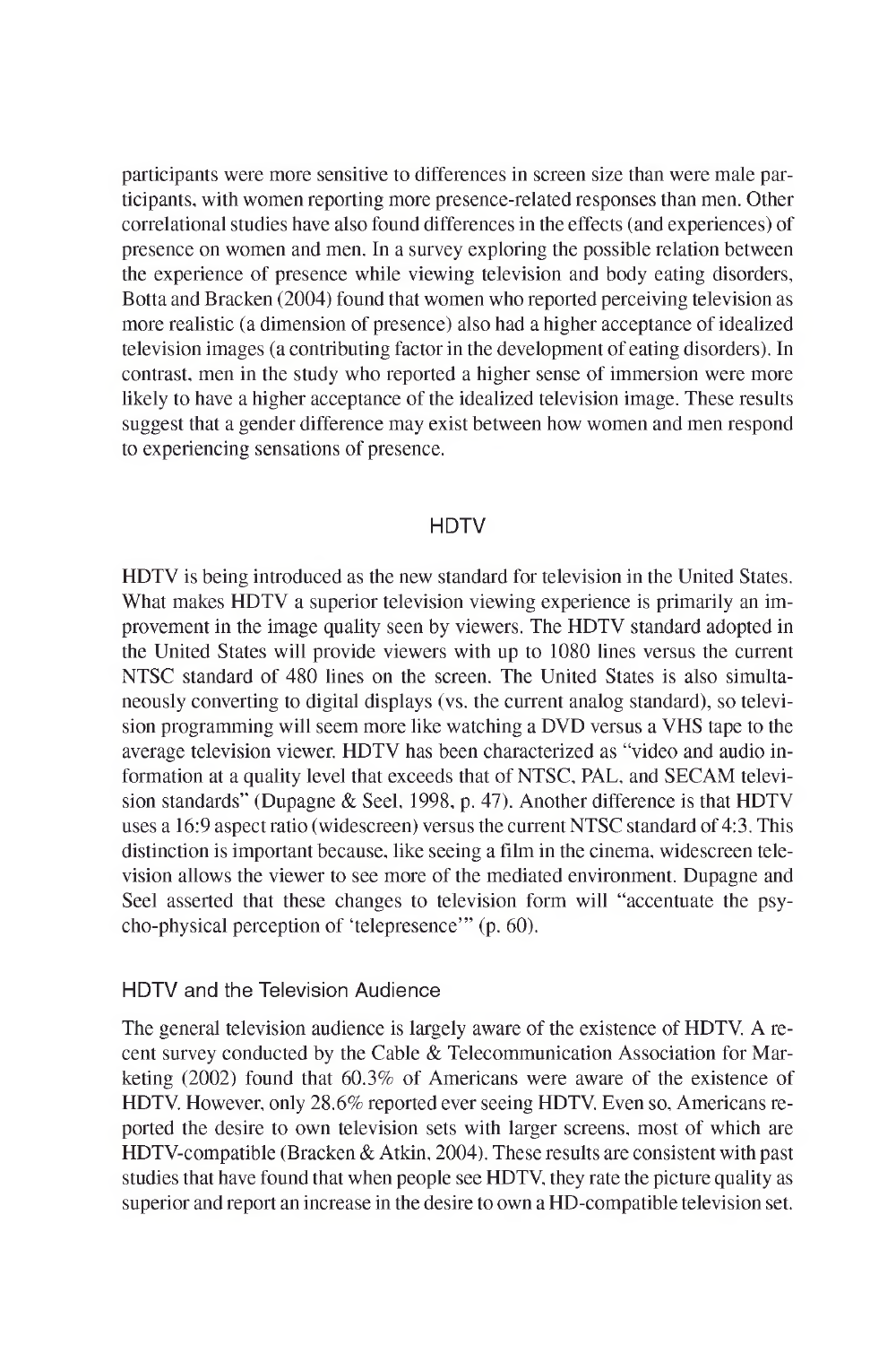participants were more sensitive to differences in screen size than were male participants, with women reporting more presence-related responses than men. Other correlational studies have also found differences in the effects (and experiences) of presence on women and men. In a survey exploring the possible relation between the experience of presence while viewing television and body eating disorders, Botta and Bracken (2004) found that women who reported perceiving television as more realistic (a dimension of presence) also had a higher acceptance of idealized television images (a contributing factor in the development of eating disorders). In contrast, men in the study who reported a higher sense of immersion were more likely to have a higher acceptance of the idealized television image. These results suggest that a gender difference may exist between how women and men respond to experiencing sensations of presence.

## HDTV

HDTV is being introduced as the new standard for television in the United States. What makes HDTV a superior television viewing experience is primarily an improvement in the image quality seen by viewers. The HDTV standard adopted in the United States will provide viewers with up to 1080 lines versus the current NTSC standard of 480 lines on the screen. The United States is also simultaneously converting to digital displays (vs. the current analog standard), so television programming will seem more like watching a DVD versus a VHS tape to the average television viewer. HDTV has been characterized as "video and audio information at a quality level that exceeds that of NTSC, PAL, and SECAM television standards" (Dupagne & Seel, 1998, p. 47). Another difference is that HDTV uses a 16:9 aspect ratio (widescreen) versus the current NTSC standard of 4:3. This distinction is important because, like seeing a film in the cinema, widescreen television allows the viewer to see more of the mediated environment. Dupagne and Seel asserted that these changes to television form will "accentuate the psycho-physical perception of 'telepresence'" (p. 60).

### HDTV and the Television Audience

The general television audience is largely aware of the existence of HDTV. A recent survey conducted by the Cable & Telecommunication Association for Marketing (2002) found that 60.3% of Americans were aware of the existence of HDTV. However, only 28.6% reported ever seeing HDTV. Even so, Americans reported the desire to own television sets with larger screens, most of which are HDTV-compatible (Bracken & Atkin, 2004). These results are consistent with past studies that have found that when people see HDTV, they rate the picture quality as superior and report an increase in the desire to own a HD-compatible television set.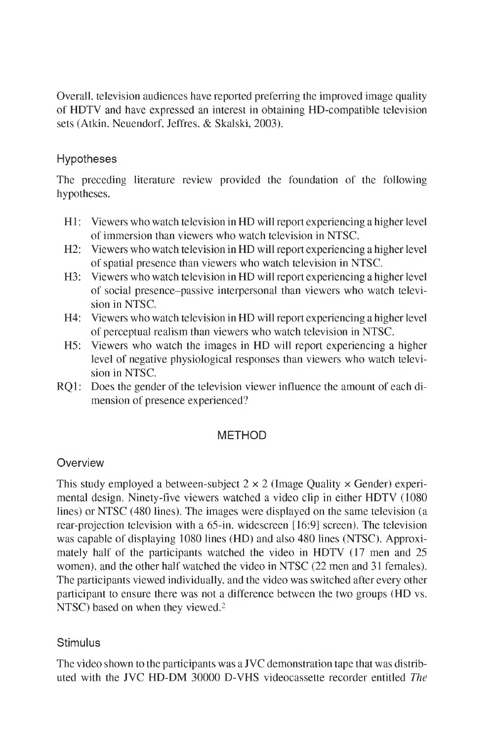Overall, television audiences have reported preferring the improved image quality of HDTV and have expressed an interest in obtaining HD-compatible television sets (Atkin, Neuendorf, Jeffres, & Skalski, 2003).

### Hypotheses

The preceding literature review provided the foundation of the following hypotheses.

- H1: Viewers who watch television in HD will report experiencing a higher level of immersion than viewers who watch television in NTSC.
- H2: Viewers who watch television in HD will report experiencing a higher level of spatial presence than viewers who watch television in NTSC.
- H3: Viewers who watch television in HD will report experiencing a higher level of social presence–passive interpersonal than viewers who watch television in NTSC.
- H4: Viewers who watch television in HD will report experiencing a higher level of perceptual realism than viewers who watch television in NTSC.
- H5: Viewers who watch the images in HD will report experiencing a higher level of negative physiological responses than viewers who watch television in NTSC.
- RQ1: Does the gender of the television viewer influence the amount of each dimension of presence experienced?

## METHOD

### Overview

This study employed a between-subject 2 × 2 (Image Quality × Gender) experimental design. Ninety-five viewers watched a video clip in either HDTV (1080 lines) or NTSC (480 lines). The images were displayed on the same television (a rear-projection television with a 65-in. widescreen [16:9] screen). The television was capable of displaying 1080 lines (HD) and also 480 lines (NTSC). Approximately half of the participants watched the video in HDTV (17 men and 25 women), and the other half watched the video in NTSC (22 men and 31 females). The participants viewed individually, and the video was switched after every other participant to ensure there was not a difference between the two groups (HD vs. NTSC) based on when they viewed.[2]

### Stimulus

The video shown to the participants was a JVC demonstration tape that was distributed with the JVC HD-DM 30000 D-VHS videocassette recorder entitled *The*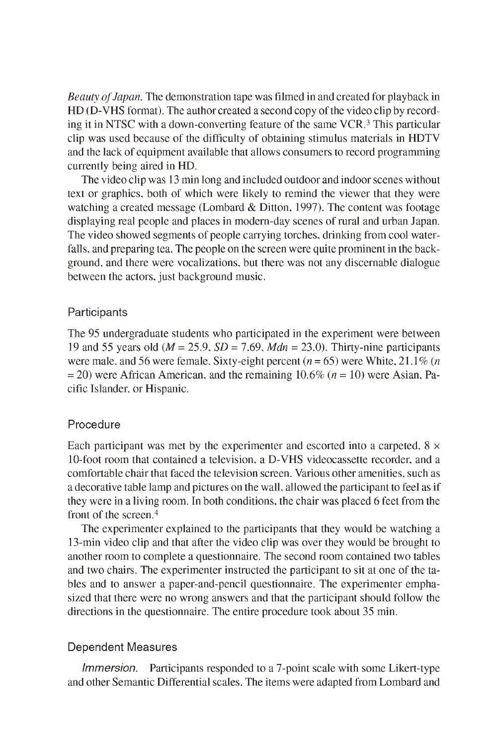*Beauty of Japan*. The demonstration tape was filmed in and created for playback in HD (D-VHS format). The author created a second copy of the video clip by recording it in NTSC with a down-converting feature of the same VCR.[3] This particular clip was used because of the difficulty of obtaining stimulus materials in HDTV and the lack of equipment available that allows consumers to record programming currently being aired in HD.

The video clip was 13 min long and included outdoor and indoor scenes without text or graphics, both of which were likely to remind the viewer that they were watching a created message (Lombard & Ditton, 1997). The content was footage displaying real people and places in modern-day scenes of rural and urban Japan. The video showed segments of people carrying torches, drinking from cool waterfalls, and preparing tea. The people on the screen were quite prominent in the background, and there were vocalizations, but there was not any discernable dialogue between the actors, just background music.

## Participants

The 95 undergraduate students who participated in the experiment were between 19 and 55 years old ($M = 25.9$, $SD = 7.69$, $Mdn = 23.0$). Thirty-nine participants were male, and 56 were female. Sixty-eight percent ($n = 65$) were White, 21.1% ($n = 20$) were African American, and the remaining 10.6% ($n = 10$) were Asian, Pacific Islander, or Hispanic.

## Procedure

Each participant was met by the experimenter and escorted into a carpeted, 8 × 10-foot room that contained a television, a D-VHS videocassette recorder, and a comfortable chair that faced the television screen. Various other amenities, such as a decorative table lamp and pictures on the wall, allowed the participant to feel as if they were in a living room. In both conditions, the chair was placed 6 feet from the front of the screen.[4]

The experimenter explained to the participants that they would be watching a 13-min video clip and that after the video clip was over they would be brought to another room to complete a questionnaire. The second room contained two tables and two chairs. The experimenter instructed the participant to sit at one of the tables and to answer a paper-and-pencil questionnaire. The experimenter emphasized that there were no wrong answers and that the participant should follow the directions in the questionnaire. The entire procedure took about 35 min.

## Dependent Measures

*Immersion.* Participants responded to a 7-point scale with some Likert-type and other Semantic Differential scales. The items were adapted from Lombard and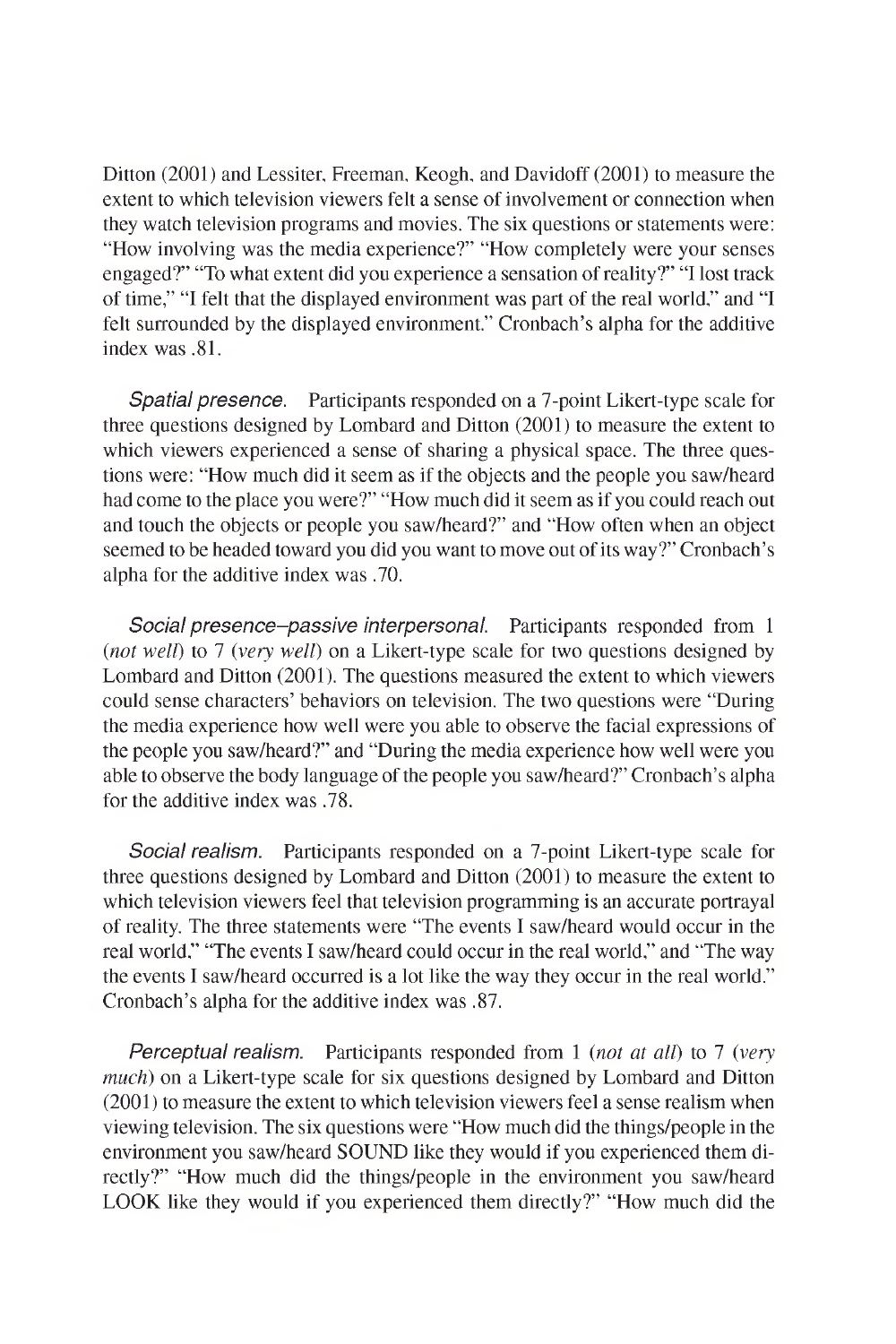Ditton (2001) and Lessiter, Freeman, Keogh, and Davidoff (2001) to measure the extent to which television viewers felt a sense of involvement or connection when they watch television programs and movies. The six questions or statements were: "How involving was the media experience?" "How completely were your senses engaged?" "To what extent did you experience a sensation of reality?" "I lost track of time," "I felt that the displayed environment was part of the real world," and "I felt surrounded by the displayed environment." Cronbach's alpha for the additive index was .81.

*Spatial presence.* Participants responded on a 7-point Likert-type scale for three questions designed by Lombard and Ditton (2001) to measure the extent to which viewers experienced a sense of sharing a physical space. The three questions were: "How much did it seem as if the objects and the people you saw/heard had come to the place you were?" "How much did it seem as if you could reach out and touch the objects or people you saw/heard?" and "How often when an object seemed to be headed toward you did you want to move out of its way?" Cronbach's alpha for the additive index was .70.

*Social presence–passive interpersonal.* Participants responded from 1 (*not well*) to 7 (*very well*) on a Likert-type scale for two questions designed by Lombard and Ditton (2001). The questions measured the extent to which viewers could sense characters' behaviors on television. The two questions were "During the media experience how well were you able to observe the facial expressions of the people you saw/heard?" and "During the media experience how well were you able to observe the body language of the people you saw/heard?" Cronbach's alpha for the additive index was .78.

*Social realism.* Participants responded on a 7-point Likert-type scale for three questions designed by Lombard and Ditton (2001) to measure the extent to which television viewers feel that television programming is an accurate portrayal of reality. The three statements were "The events I saw/heard would occur in the real world," "The events I saw/heard could occur in the real world," and "The way the events I saw/heard occurred is a lot like the way they occur in the real world." Cronbach's alpha for the additive index was .87.

*Perceptual realism.* Participants responded from 1 (*not at all*) to 7 (*very much*) on a Likert-type scale for six questions designed by Lombard and Ditton (2001) to measure the extent to which television viewers feel a sense realism when viewing television. The six questions were "How much did the things/people in the environment you saw/heard SOUND like they would if you experienced them directly?" "How much did the things/people in the environment you saw/heard LOOK like they would if you experienced them directly?" "How much did the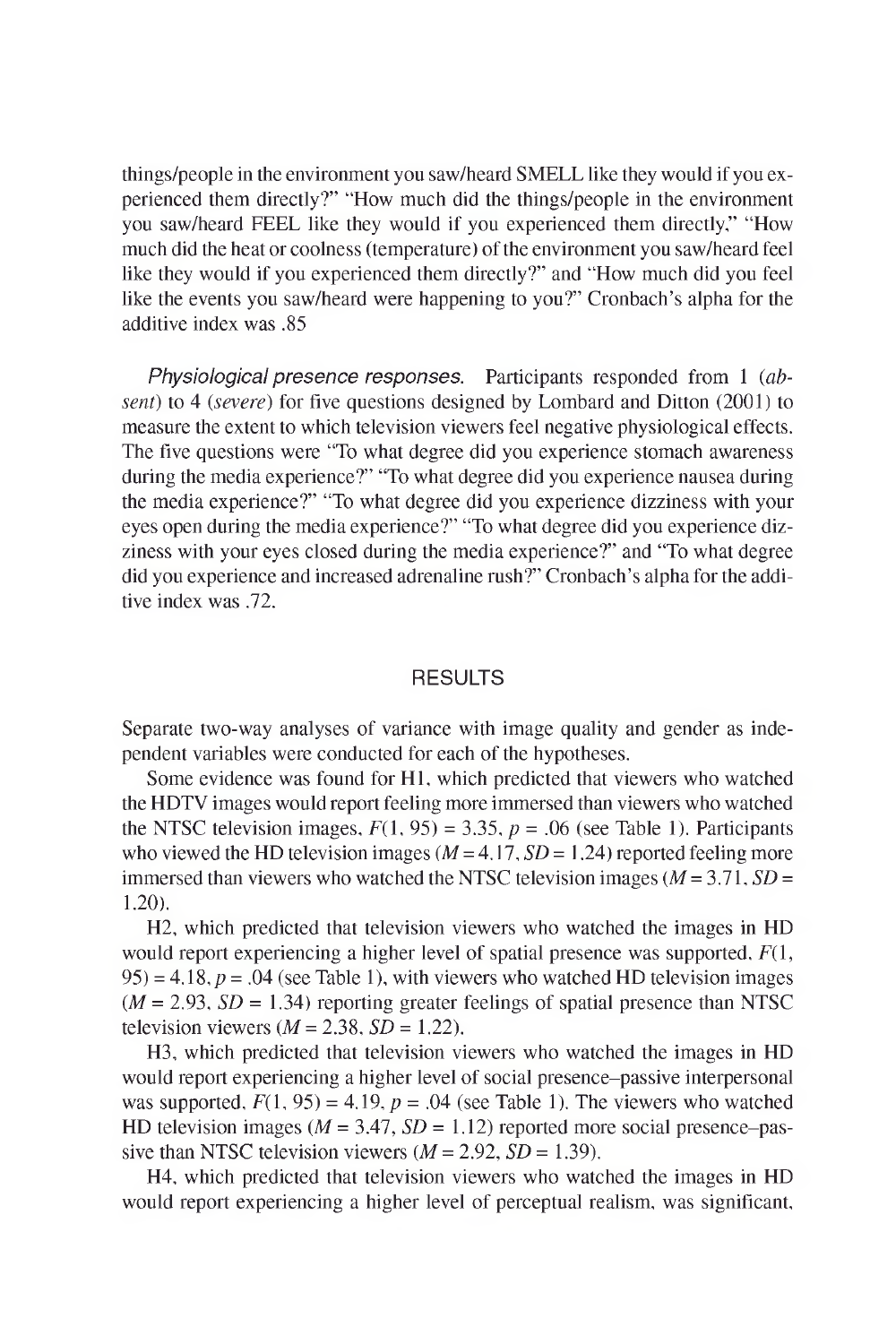things/people in the environment you saw/heard SMELL like they would if you experienced them directly?" "How much did the things/people in the environment you saw/heard FEEL like they would if you experienced them directly," "How much did the heat or coolness (temperature) of the environment you saw/heard feel like they would if you experienced them directly?" and "How much did you feel like the events you saw/heard were happening to you?" Cronbach's alpha for the additive index was .85

*Physiological presence responses.* Participants responded from 1 (*absent*) to 4 (*severe*) for five questions designed by Lombard and Ditton (2001) to measure the extent to which television viewers feel negative physiological effects. The five questions were "To what degree did you experience stomach awareness during the media experience?" "To what degree did you experience nausea during the media experience?" "To what degree did you experience dizziness with your eyes open during the media experience?" "To what degree did you experience dizziness with your eyes closed during the media experience?" and "To what degree did you experience and increased adrenaline rush?" Cronbach's alpha for the additive index was .72.

## RESULTS

Separate two-way analyses of variance with image quality and gender as independent variables were conducted for each of the hypotheses.

Some evidence was found for H1, which predicted that viewers who watched the HDTV images would report feeling more immersed than viewers who watched the NTSC television images, $F(1, 95) = 3.35$, $p = .06$ (see Table 1). Participants who viewed the HD television images ($M = 4.17$, $SD = 1.24$) reported feeling more immersed than viewers who watched the NTSC television images ($M = 3.71$, $SD = 1.20$).

H2, which predicted that television viewers who watched the images in HD would report experiencing a higher level of spatial presence was supported, $F(1, 95) = 4.18$, $p = .04$ (see Table 1), with viewers who watched HD television images ($M = 2.93$, $SD = 1.34$) reporting greater feelings of spatial presence than NTSC television viewers ($M = 2.38$, $SD = 1.22$).

H3, which predicted that television viewers who watched the images in HD would report experiencing a higher level of social presence–passive interpersonal was supported, $F(1, 95) = 4.19$, $p = .04$ (see Table 1). The viewers who watched HD television images ($M = 3.47$, $SD = 1.12$) reported more social presence–passive than NTSC television viewers ($M = 2.92$, $SD = 1.39$).

H4, which predicted that television viewers who watched the images in HD would report experiencing a higher level of perceptual realism, was significant,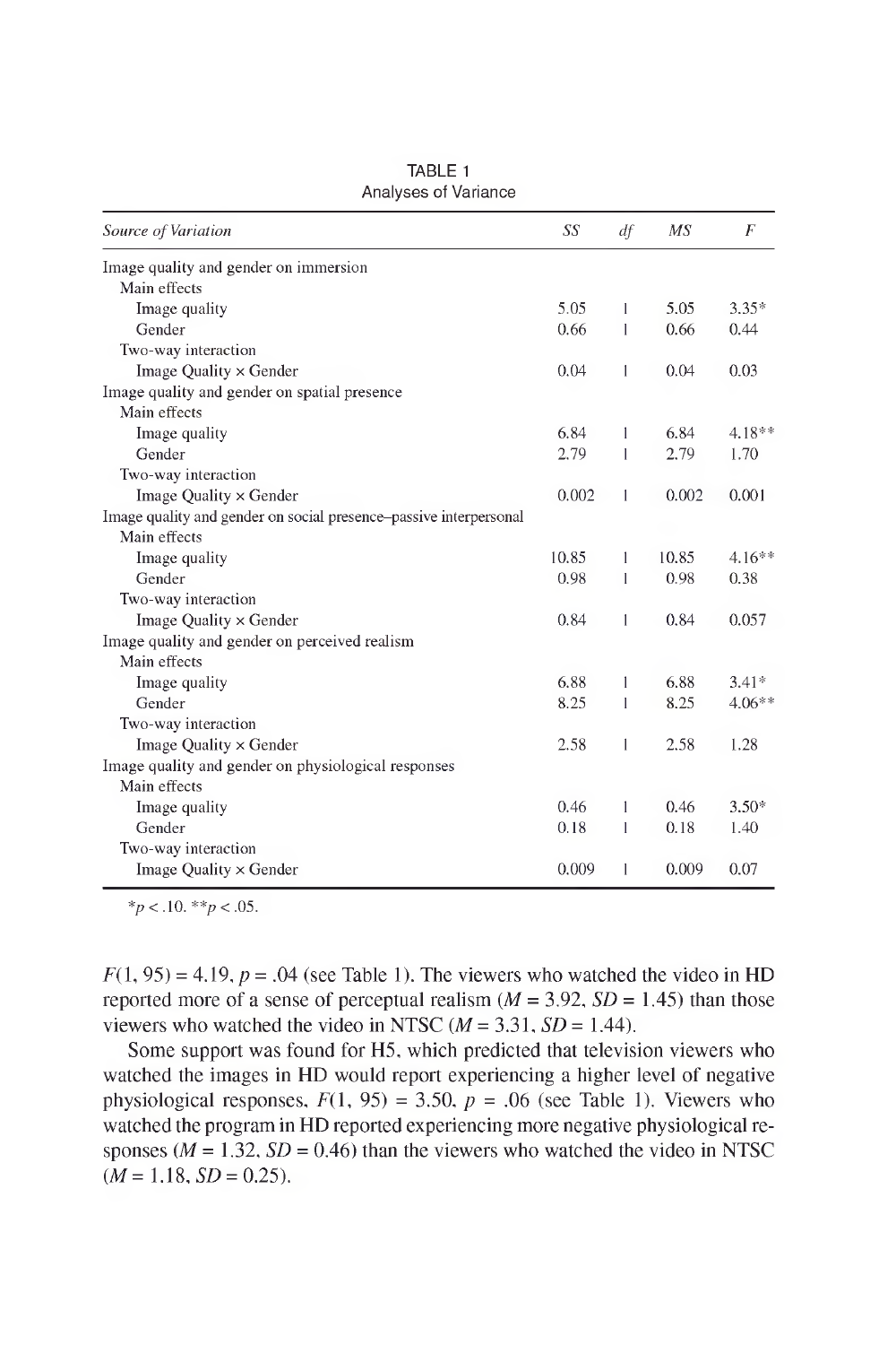TABLE 1
Analyses of Variance

| *Source of Variation* | *SS* | *df* | *MS* | *F* |
|---|---|---|---|---|
| Image quality and gender on immersion | | | | |
| Main effects | | | | |
| Image quality | 5.05 | 1 | 5.05 | 3.35* |
| Gender | 0.66 | 1 | 0.66 | 0.44 |
| Two-way interaction | | | | |
| Image Quality × Gender | 0.04 | 1 | 0.04 | 0.03 |
| Image quality and gender on spatial presence | | | | |
| Main effects | | | | |
| Image quality | 6.84 | 1 | 6.84 | 4.18** |
| Gender | 2.79 | 1 | 2.79 | 1.70 |
| Two-way interaction | | | | |
| Image Quality × Gender | 0.002 | 1 | 0.002 | 0.001 |
| Image quality and gender on social presence–passive interpersonal | | | | |
| Main effects | | | | |
| Image quality | 10.85 | 1 | 10.85 | 4.16** |
| Gender | 0.98 | 1 | 0.98 | 0.38 |
| Two-way interaction | | | | |
| Image Quality × Gender | 0.84 | 1 | 0.84 | 0.057 |
| Image quality and gender on perceived realism | | | | |
| Main effects | | | | |
| Image quality | 6.88 | 1 | 6.88 | 3.41* |
| Gender | 8.25 | 1 | 8.25 | 4.06** |
| Two-way interaction | | | | |
| Image Quality × Gender | 2.58 | 1 | 2.58 | 1.28 |
| Image quality and gender on physiological responses | | | | |
| Main effects | | | | |
| Image quality | 0.46 | 1 | 0.46 | 3.50* |
| Gender | 0.18 | 1 | 0.18 | 1.40 |
| Two-way interaction | | | | |
| Image Quality × Gender | 0.009 | 1 | 0.009 | 0.07 |

$^{*}p < .10$. $^{**}p < .05$.

$F(1, 95) = 4.19$, $p = .04$ (see Table 1). The viewers who watched the video in HD reported more of a sense of perceptual realism ($M = 3.92$, $SD = 1.45$) than those viewers who watched the video in NTSC ($M = 3.31$, $SD = 1.44$).

Some support was found for H5, which predicted that television viewers who watched the images in HD would report experiencing a higher level of negative physiological responses, $F(1, 95) = 3.50$, $p = .06$ (see Table 1). Viewers who watched the program in HD reported experiencing more negative physiological responses ($M = 1.32$, $SD = 0.46$) than the viewers who watched the video in NTSC ($M = 1.18$, $SD = 0.25$).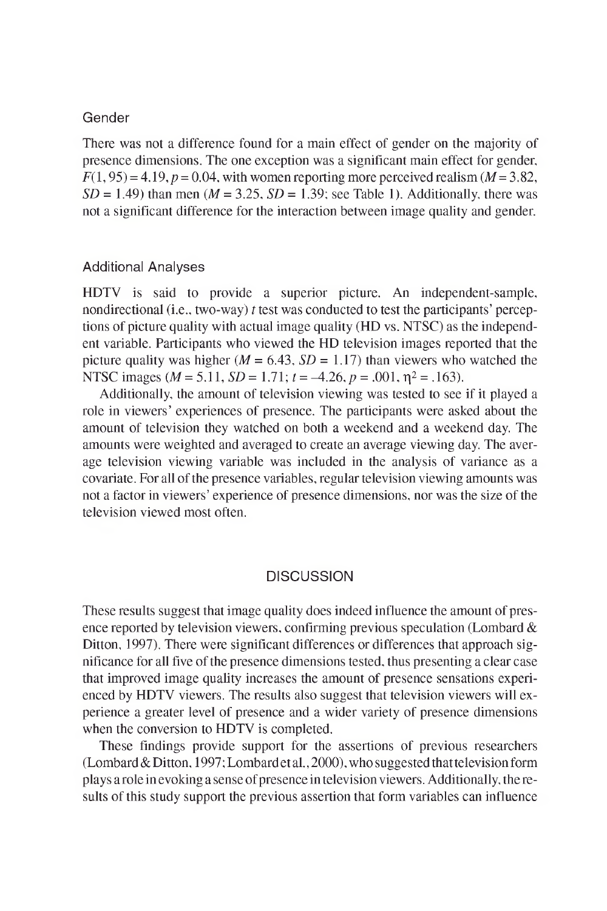### Gender

There was not a difference found for a main effect of gender on the majority of presence dimensions. The one exception was a significant main effect for gender, $F(1, 95) = 4.19$, $p = 0.04$, with women reporting more perceived realism ($M = 3.82$, $SD = 1.49$) than men ($M = 3.25$, $SD = 1.39$; see Table 1). Additionally, there was not a significant difference for the interaction between image quality and gender.

### Additional Analyses

HDTV is said to provide a superior picture. An independent-sample, nondirectional (i.e., two-way) *t* test was conducted to test the participants' perceptions of picture quality with actual image quality (HD vs. NTSC) as the independent variable. Participants who viewed the HD television images reported that the picture quality was higher ($M = 6.43$, $SD = 1.17$) than viewers who watched the NTSC images ($M = 5.11$, $SD = 1.71$; $t = -4.26$, $p = .001$, $\eta^2 = .163$).

Additionally, the amount of television viewing was tested to see if it played a role in viewers' experiences of presence. The participants were asked about the amount of television they watched on both a weekend and a weekend day. The amounts were weighted and averaged to create an average viewing day. The average television viewing variable was included in the analysis of variance as a covariate. For all of the presence variables, regular television viewing amounts was not a factor in viewers' experience of presence dimensions, nor was the size of the television viewed most often.

## DISCUSSION

These results suggest that image quality does indeed influence the amount of presence reported by television viewers, confirming previous speculation (Lombard & Ditton, 1997). There were significant differences or differences that approach significance for all five of the presence dimensions tested, thus presenting a clear case that improved image quality increases the amount of presence sensations experienced by HDTV viewers. The results also suggest that television viewers will experience a greater level of presence and a wider variety of presence dimensions when the conversion to HDTV is completed.

These findings provide support for the assertions of previous researchers (Lombard & Ditton, 1997; Lombard et al., 2000), who suggested that television form plays a role in evoking a sense of presence in television viewers. Additionally, the results of this study support the previous assertion that form variables can influence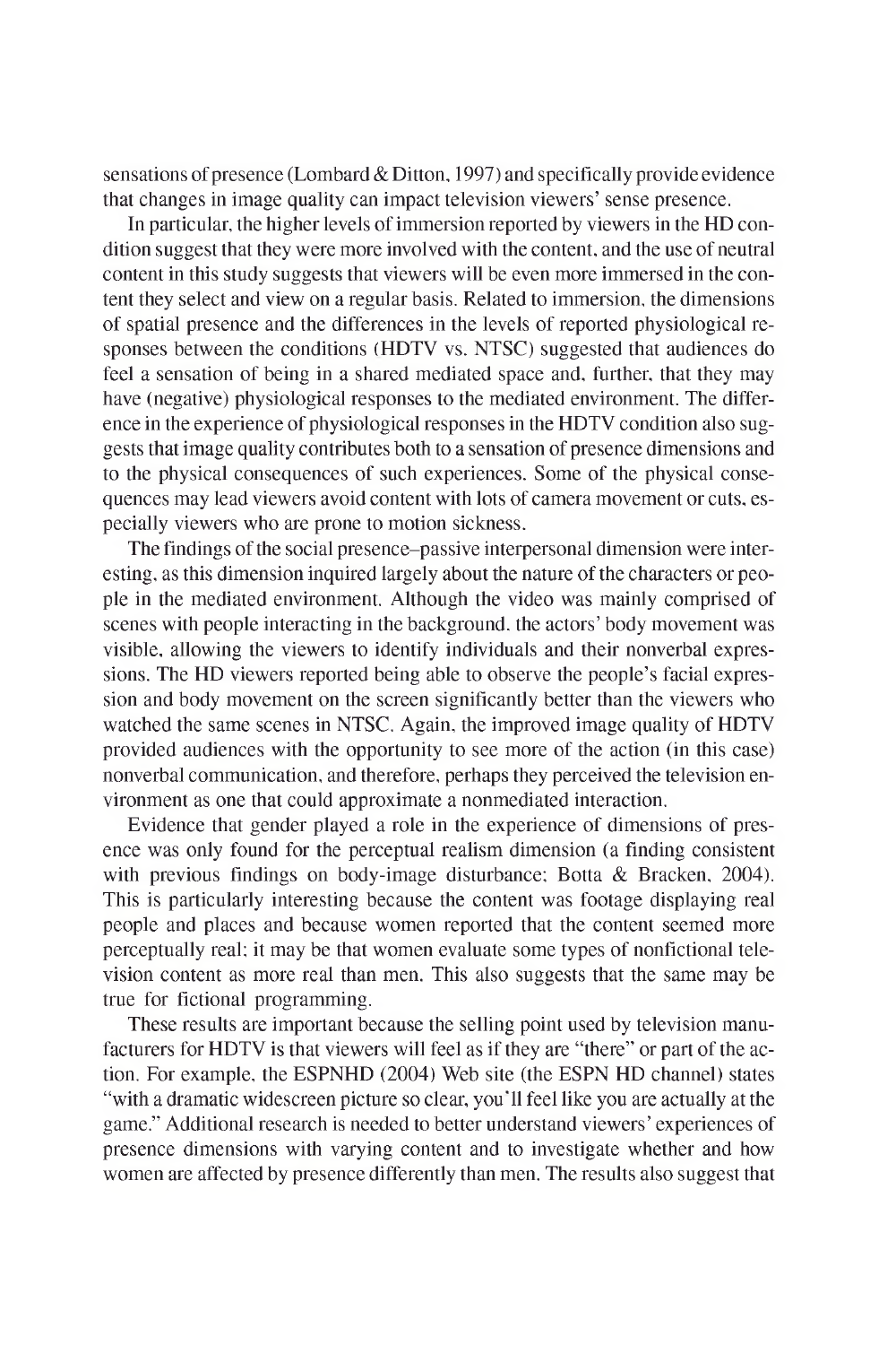sensations of presence (Lombard & Ditton, 1997) and specifically provide evidence that changes in image quality can impact television viewers' sense presence.

In particular, the higher levels of immersion reported by viewers in the HD condition suggest that they were more involved with the content, and the use of neutral content in this study suggests that viewers will be even more immersed in the content they select and view on a regular basis. Related to immersion, the dimensions of spatial presence and the differences in the levels of reported physiological responses between the conditions (HDTV vs. NTSC) suggested that audiences do feel a sensation of being in a shared mediated space and, further, that they may have (negative) physiological responses to the mediated environment. The difference in the experience of physiological responses in the HDTV condition also suggests that image quality contributes both to a sensation of presence dimensions and to the physical consequences of such experiences. Some of the physical consequences may lead viewers avoid content with lots of camera movement or cuts, especially viewers who are prone to motion sickness.

The findings of the social presence–passive interpersonal dimension were interesting, as this dimension inquired largely about the nature of the characters or people in the mediated environment. Although the video was mainly comprised of scenes with people interacting in the background, the actors' body movement was visible, allowing the viewers to identify individuals and their nonverbal expressions. The HD viewers reported being able to observe the people's facial expression and body movement on the screen significantly better than the viewers who watched the same scenes in NTSC. Again, the improved image quality of HDTV provided audiences with the opportunity to see more of the action (in this case) nonverbal communication, and therefore, perhaps they perceived the television environment as one that could approximate a nonmediated interaction.

Evidence that gender played a role in the experience of dimensions of presence was only found for the perceptual realism dimension (a finding consistent with previous findings on body-image disturbance; Botta & Bracken, 2004). This is particularly interesting because the content was footage displaying real people and places and because women reported that the content seemed more perceptually real; it may be that women evaluate some types of nonfictional television content as more real than men. This also suggests that the same may be true for fictional programming.

These results are important because the selling point used by television manufacturers for HDTV is that viewers will feel as if they are "there" or part of the action. For example, the ESPNHD (2004) Web site (the ESPN HD channel) states "with a dramatic widescreen picture so clear, you'll feel like you are actually at the game." Additional research is needed to better understand viewers' experiences of presence dimensions with varying content and to investigate whether and how women are affected by presence differently than men. The results also suggest that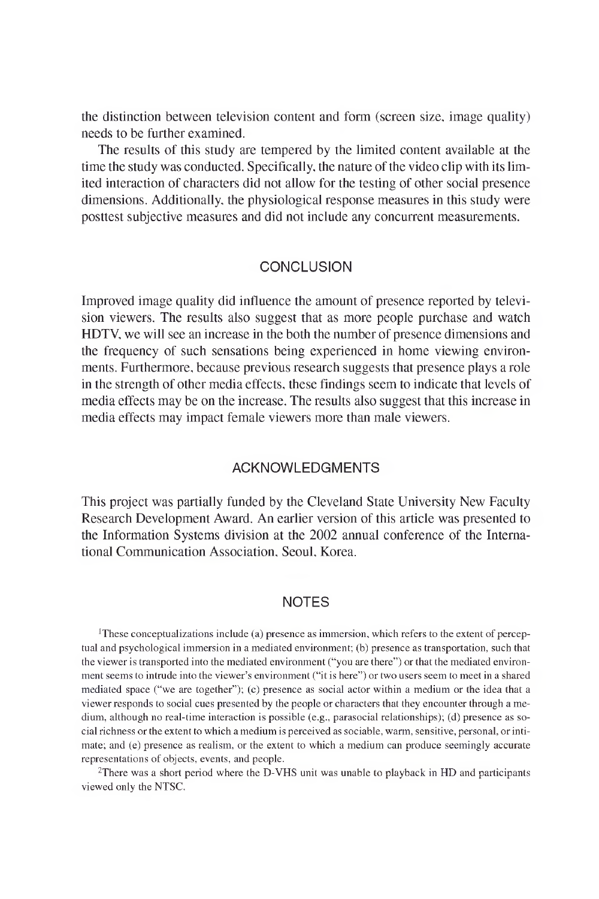the distinction between television content and form (screen size, image quality) needs to be further examined.

The results of this study are tempered by the limited content available at the time the study was conducted. Specifically, the nature of the video clip with its limited interaction of characters did not allow for the testing of other social presence dimensions. Additionally, the physiological response measures in this study were posttest subjective measures and did not include any concurrent measurements.

## CONCLUSION

Improved image quality did influence the amount of presence reported by television viewers. The results also suggest that as more people purchase and watch HDTV, we will see an increase in the both the number of presence dimensions and the frequency of such sensations being experienced in home viewing environments. Furthermore, because previous research suggests that presence plays a role in the strength of other media effects, these findings seem to indicate that levels of media effects may be on the increase. The results also suggest that this increase in media effects may impact female viewers more than male viewers.

## ACKNOWLEDGMENTS

This project was partially funded by the Cleveland State University New Faculty Research Development Award. An earlier version of this article was presented to the Information Systems division at the 2002 annual conference of the International Communication Association, Seoul, Korea.

## NOTES

[1]These conceptualizations include (a) presence as immersion, which refers to the extent of perceptual and psychological immersion in a mediated environment; (b) presence as transportation, such that the viewer is transported into the mediated environment ("you are there") or that the mediated environment seems to intrude into the viewer's environment ("it is here") or two users seem to meet in a shared mediated space ("we are together"); (c) presence as social actor within a medium or the idea that a viewer responds to social cues presented by the people or characters that they encounter through a medium, although no real-time interaction is possible (e.g., parasocial relationships); (d) presence as social richness or the extent to which a medium is perceived as sociable, warm, sensitive, personal, or intimate; and (e) presence as realism, or the extent to which a medium can produce seemingly accurate representations of objects, events, and people.

[2]There was a short period where the D-VHS unit was unable to playback in HD and participants viewed only the NTSC.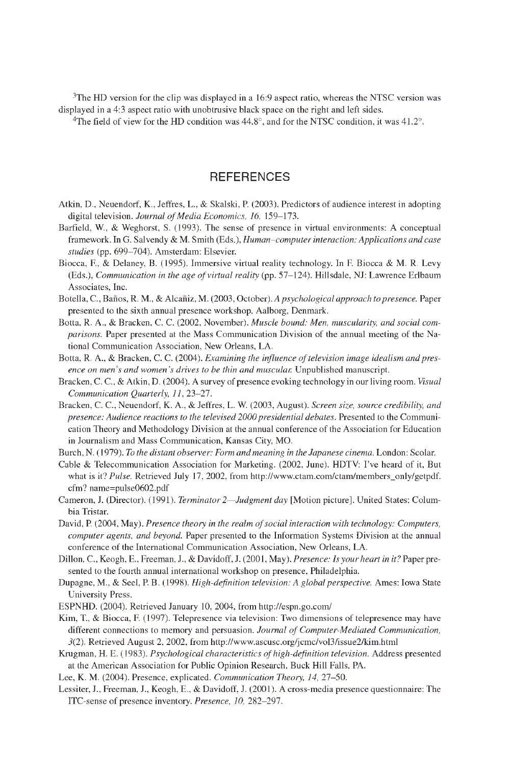[3]The HD version for the clip was displayed in a 16:9 aspect ratio, whereas the NTSC version was displayed in a 4:3 aspect ratio with unobtrusive black space on the right and left sides.

[4]The field of view for the HD condition was 44.8°, and for the NTSC condition, it was 41.2°.

## REFERENCES

Atkin, D., Neuendorf, K., Jeffres, L., & Skalski, P. (2003). Predictors of audience interest in adopting digital television. *Journal of Media Economics, 16,* 159–173.

Barfield, W., & Weghorst, S. (1993). The sense of presence in virtual environments: A conceptual framework. In G. Salvendy & M. Smith (Eds.), *Human–computer interaction: Applications and case studies* (pp. 699–704). Amsterdam: Elsevier.

Biocca, F., & Delaney, B. (1995). Immersive virtual reality technology. In F. Biocca & M. R. Levy (Eds.), *Communication in the age of virtual reality* (pp. 57–124). Hillsdale, NJ: Lawrence Erlbaum Associates, Inc.

Botella, C., Baños, R. M., & Alcañiz, M. (2003, October). *A psychological approach to presence.* Paper presented to the sixth annual presence workshop, Aalborg, Denmark.

Botta, R. A., & Bracken, C. C. (2002, November). *Muscle bound: Men, muscularity, and social comparisons.* Paper presented at the Mass Communication Division of the annual meeting of the National Communication Association, New Orleans, LA.

Botta, R. A., & Bracken, C. C. (2004). *Examining the influence of television image idealism and presence on men's and women's drives to be thin and muscular.* Unpublished manuscript.

Bracken, C. C., & Atkin, D. (2004). A survey of presence evoking technology in our living room. *Visual Communication Quarterly, 11,* 23–27.

Bracken, C. C., Neuendorf, K. A., & Jeffres, L. W. (2003, August). *Screen size, source credibility, and presence: Audience reactions to the televised 2000 presidential debates.* Presented to the Communication Theory and Methodology Division at the annual conference of the Association for Education in Journalism and Mass Communication, Kansas City, MO.

Burch, N. (1979). *To the distant observer: Form and meaning in the Japanese cinema.* London: Scolar.

Cable & Telecommunication Association for Marketing. (2002, June). HDTV: I've heard of it, But what is it? *Pulse.* Retrieved July 17, 2002, from http://www.ctam.com/ctam/members_only/getpdf.cfm? name=pulse0602.pdf

Cameron, J. (Director). (1991). *Terminator 2—Judgment day* [Motion picture]. United States: Columbia Tristar.

David, P. (2004, May). *Presence theory in the realm of social interaction with technology: Computers, computer agents, and beyond.* Paper presented to the Information Systems Division at the annual conference of the International Communication Association, New Orleans, LA.

Dillon, C., Keogh, E., Freeman, J., & Davidoff, J. (2001, May). *Presence: Is your heart in it?* Paper presented to the fourth annual international workshop on presence, Philadelphia.

Dupagne, M., & Seel, P. B. (1998). *High-definition television: A global perspective.* Ames: Iowa State University Press.

ESPNHD. (2004). Retrieved January 10, 2004, from http://espn.go.com/

Kim, T., & Biocca, F. (1997). Telepresence via television: Two dimensions of telepresence may have different connections to memory and persuasion. *Journal of Computer-Mediated Communication, 3*(2). Retrieved August 2, 2002, from http://www.ascusc.org/jcmc/vol3/issue2/kim.html

Krugman, H. E. (1983). *Psychological characteristics of high-definition television.* Address presented at the American Association for Public Opinion Research, Buck Hill Falls, PA.

Lee, K. M. (2004). Presence, explicated. *Communication Theory, 14,* 27–50.

Lessiter, J., Freeman, J., Keogh, E., & Davidoff, J. (2001). A cross-media presence questionnaire: The ITC-sense of presence inventory. *Presence, 10,* 282–297.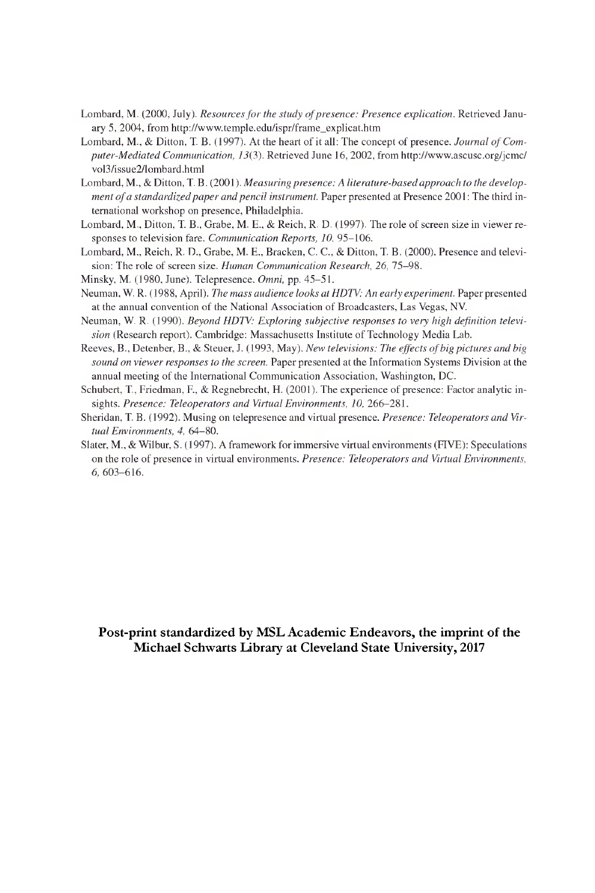Lombard, M. (2000, July). *Resources for the study of presence: Presence explication*. Retrieved January 5, 2004, from http://www.temple.edu/ispr/frame_explicat.htm

Lombard, M., & Ditton, T. B. (1997). At the heart of it all: The concept of presence. *Journal of Computer-Mediated Communication, 13*(3). Retrieved June 16, 2002, from http://www.ascusc.org/jcmc/vol3/issue2/lombard.html

Lombard, M., & Ditton, T. B. (2001). *Measuring presence: A literature-based approach to the development of a standardized paper and pencil instrument*. Paper presented at Presence 2001: The third international workshop on presence, Philadelphia.

Lombard, M., Ditton, T. B., Grabe, M. E., & Reich, R. D. (1997). The role of screen size in viewer responses to television fare. *Communication Reports, 10*, 95–106.

Lombard, M., Reich, R. D., Grabe, M. E., Bracken, C. C., & Ditton, T. B. (2000). Presence and television: The role of screen size. *Human Communication Research, 26*, 75–98.

Minsky, M. (1980, June). Telepresence. *Omni*, pp. 45–51.

Neuman, W. R. (1988, April). *The mass audience looks at HDTV: An early experiment*. Paper presented at the annual convention of the National Association of Broadcasters, Las Vegas, NV.

Neuman, W. R. (1990). *Beyond HDTV: Exploring subjective responses to very high definition television* (Research report). Cambridge: Massachusetts Institute of Technology Media Lab.

Reeves, B., Detenber, B., & Steuer, J. (1993, May). *New televisions: The effects of big pictures and big sound on viewer responses to the screen*. Paper presented at the Information Systems Division at the annual meeting of the International Communication Association, Washington, DC.

Schubert, T., Friedman, F., & Regnebrecht, H. (2001). The experience of presence: Factor analytic insights. *Presence: Teleoperators and Virtual Environments, 10*, 266–281.

Sheridan, T. B. (1992). Musing on telepresence and virtual presence. *Presence: Teleoperators and Virtual Environments, 4*, 64–80.

Slater, M., & Wilbur, S. (1997). A framework for immersive virtual environments (FIVE): Speculations on the role of presence in virtual environments. *Presence: Teleoperators and Virtual Environments, 6*, 603–616.

**Post-print standardized by MSL Academic Endeavors, the imprint of the Michael Schwarts Library at Cleveland State University, 2017**